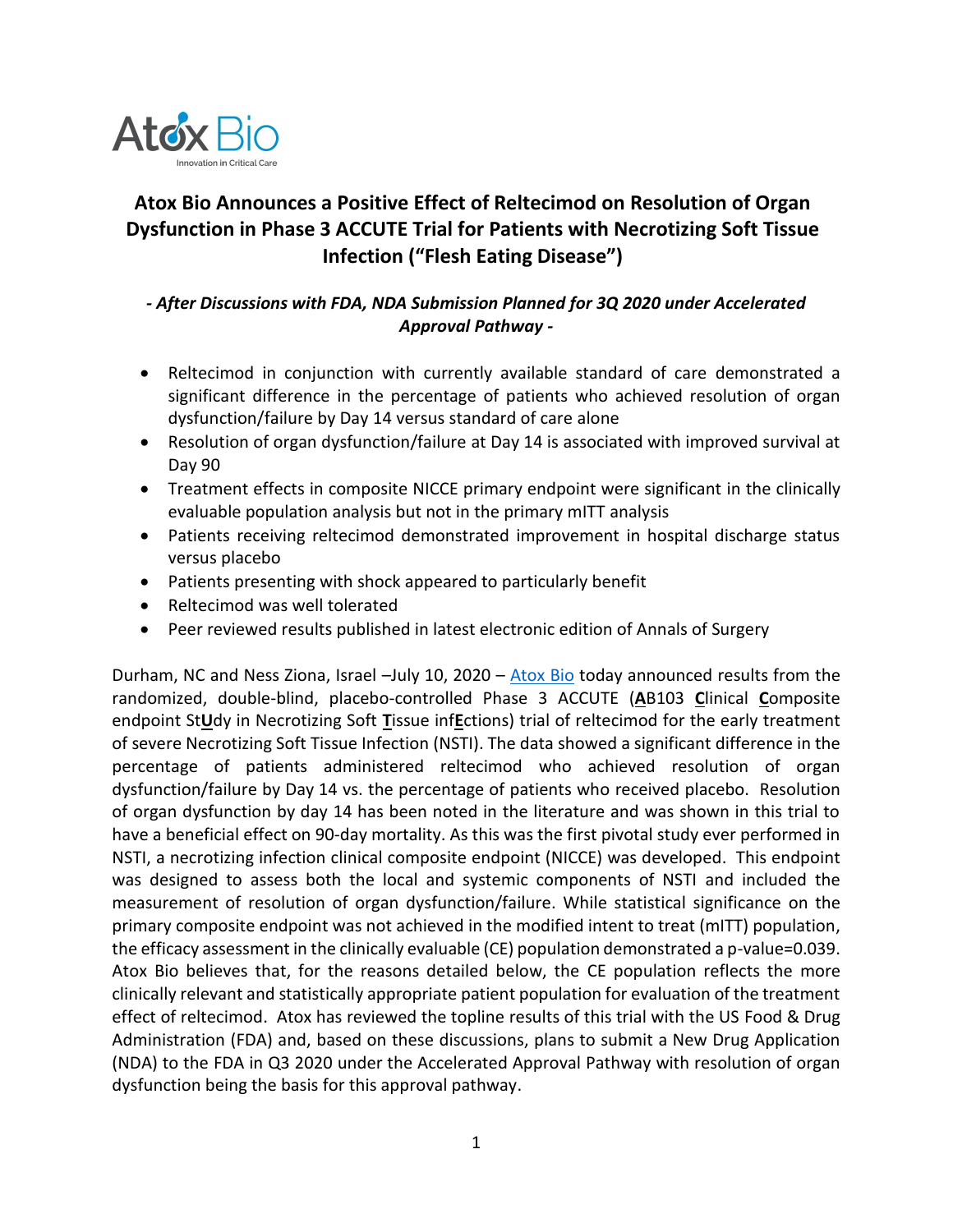Atox Bio

Innovation in Critical Care

# Atox Bio Announces a Positive Effect of Reltecimod on Resolution of Organ Dysfunction in Phase 3 ACCUTE Trial for Patients with Necrotizing Soft Tissue Infection ("Flesh Eating Disease")

***- After Discussions with FDA, NDA Submission Planned for 3Q 2020 under Accelerated Approval Pathway -***

- Reltecimod in conjunction with currently available standard of care demonstrated a significant difference in the percentage of patients who achieved resolution of organ dysfunction/failure by Day 14 versus standard of care alone
- Resolution of organ dysfunction/failure at Day 14 is associated with improved survival at Day 90
- Treatment effects in composite NICCE primary endpoint were significant in the clinically evaluable population analysis but not in the primary mITT analysis
- Patients receiving reltecimod demonstrated improvement in hospital discharge status versus placebo
- Patients presenting with shock appeared to particularly benefit
- Reltecimod was well tolerated
- Peer reviewed results published in latest electronic edition of Annals of Surgery

Durham, NC and Ness Ziona, Israel –July 10, 2020 – Atox Bio today announced results from the randomized, double-blind, placebo-controlled Phase 3 ACCUTE (**A**B103 **C**linical **C**omposite endpoint St**U**dy in Necrotizing Soft **T**issue inf**E**ctions) trial of reltecimod for the early treatment of severe Necrotizing Soft Tissue Infection (NSTI). The data showed a significant difference in the percentage of patients administered reltecimod who achieved resolution of organ dysfunction/failure by Day 14 vs. the percentage of patients who received placebo. Resolution of organ dysfunction by day 14 has been noted in the literature and was shown in this trial to have a beneficial effect on 90-day mortality. As this was the first pivotal study ever performed in NSTI, a necrotizing infection clinical composite endpoint (NICCE) was developed. This endpoint was designed to assess both the local and systemic components of NSTI and included the measurement of resolution of organ dysfunction/failure. While statistical significance on the primary composite endpoint was not achieved in the modified intent to treat (mITT) population, the efficacy assessment in the clinically evaluable (CE) population demonstrated a p-value=0.039. Atox Bio believes that, for the reasons detailed below, the CE population reflects the more clinically relevant and statistically appropriate patient population for evaluation of the treatment effect of reltecimod. Atox has reviewed the topline results of this trial with the US Food & Drug Administration (FDA) and, based on these discussions, plans to submit a New Drug Application (NDA) to the FDA in Q3 2020 under the Accelerated Approval Pathway with resolution of organ dysfunction being the basis for this approval pathway.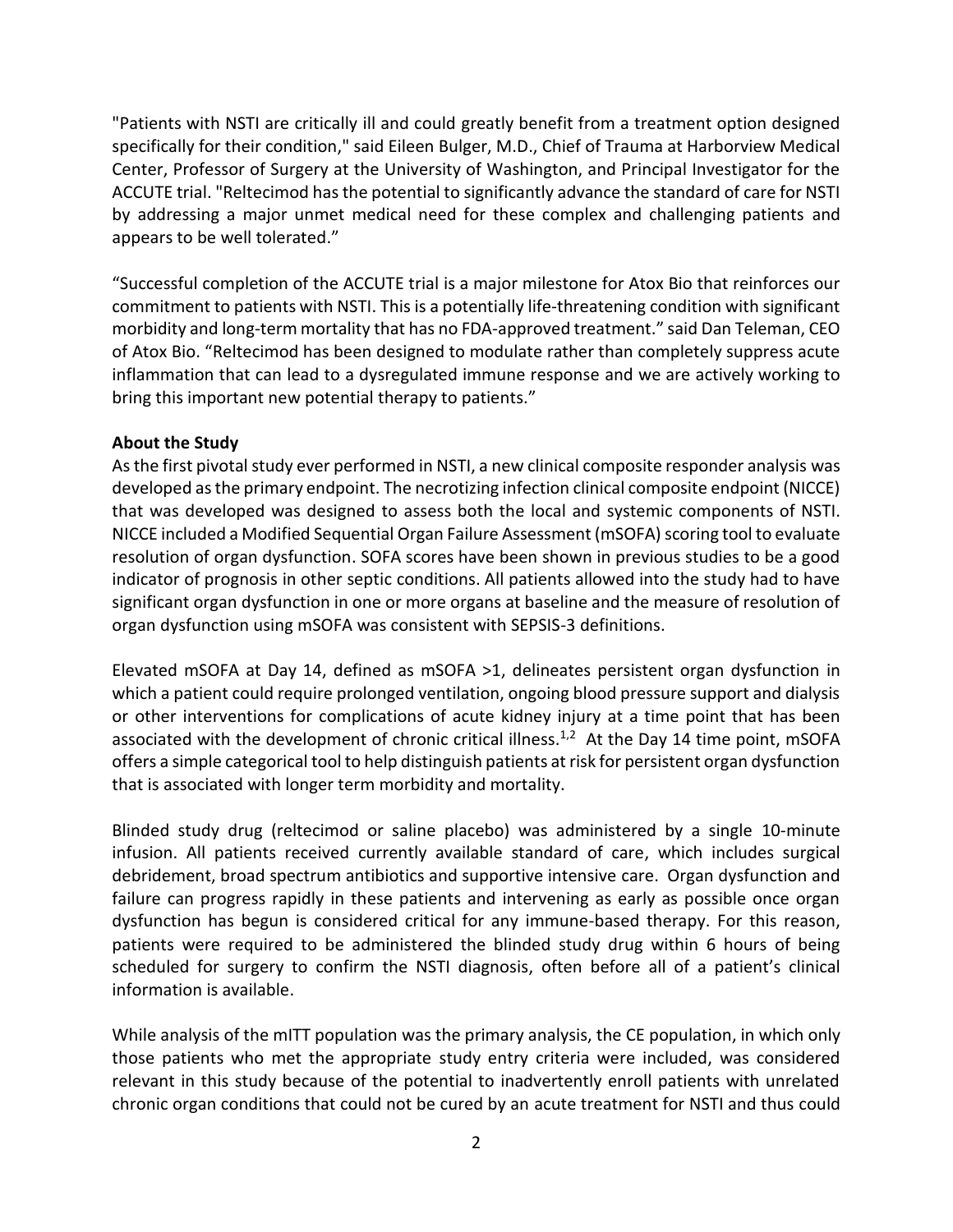"Patients with NSTI are critically ill and could greatly benefit from a treatment option designed specifically for their condition," said Eileen Bulger, M.D., Chief of Trauma at Harborview Medical Center, Professor of Surgery at the University of Washington, and Principal Investigator for the ACCUTE trial. "Reltecimod has the potential to significantly advance the standard of care for NSTI by addressing a major unmet medical need for these complex and challenging patients and appears to be well tolerated."

"Successful completion of the ACCUTE trial is a major milestone for Atox Bio that reinforces our commitment to patients with NSTI. This is a potentially life-threatening condition with significant morbidity and long-term mortality that has no FDA-approved treatment." said Dan Teleman, CEO of Atox Bio. "Reltecimod has been designed to modulate rather than completely suppress acute inflammation that can lead to a dysregulated immune response and we are actively working to bring this important new potential therapy to patients."

**About the Study**

As the first pivotal study ever performed in NSTI, a new clinical composite responder analysis was developed as the primary endpoint. The necrotizing infection clinical composite endpoint (NICCE) that was developed was designed to assess both the local and systemic components of NSTI. NICCE included a Modified Sequential Organ Failure Assessment (mSOFA) scoring tool to evaluate resolution of organ dysfunction. SOFA scores have been shown in previous studies to be a good indicator of prognosis in other septic conditions. All patients allowed into the study had to have significant organ dysfunction in one or more organs at baseline and the measure of resolution of organ dysfunction using mSOFA was consistent with SEPSIS-3 definitions.

Elevated mSOFA at Day 14, defined as mSOFA >1, delineates persistent organ dysfunction in which a patient could require prolonged ventilation, ongoing blood pressure support and dialysis or other interventions for complications of acute kidney injury at a time point that has been associated with the development of chronic critical illness.[1,2] At the Day 14 time point, mSOFA offers a simple categorical tool to help distinguish patients at risk for persistent organ dysfunction that is associated with longer term morbidity and mortality.

Blinded study drug (reltecimod or saline placebo) was administered by a single 10-minute infusion. All patients received currently available standard of care, which includes surgical debridement, broad spectrum antibiotics and supportive intensive care. Organ dysfunction and failure can progress rapidly in these patients and intervening as early as possible once organ dysfunction has begun is considered critical for any immune-based therapy. For this reason, patients were required to be administered the blinded study drug within 6 hours of being scheduled for surgery to confirm the NSTI diagnosis, often before all of a patient's clinical information is available.

While analysis of the mITT population was the primary analysis, the CE population, in which only those patients who met the appropriate study entry criteria were included, was considered relevant in this study because of the potential to inadvertently enroll patients with unrelated chronic organ conditions that could not be cured by an acute treatment for NSTI and thus could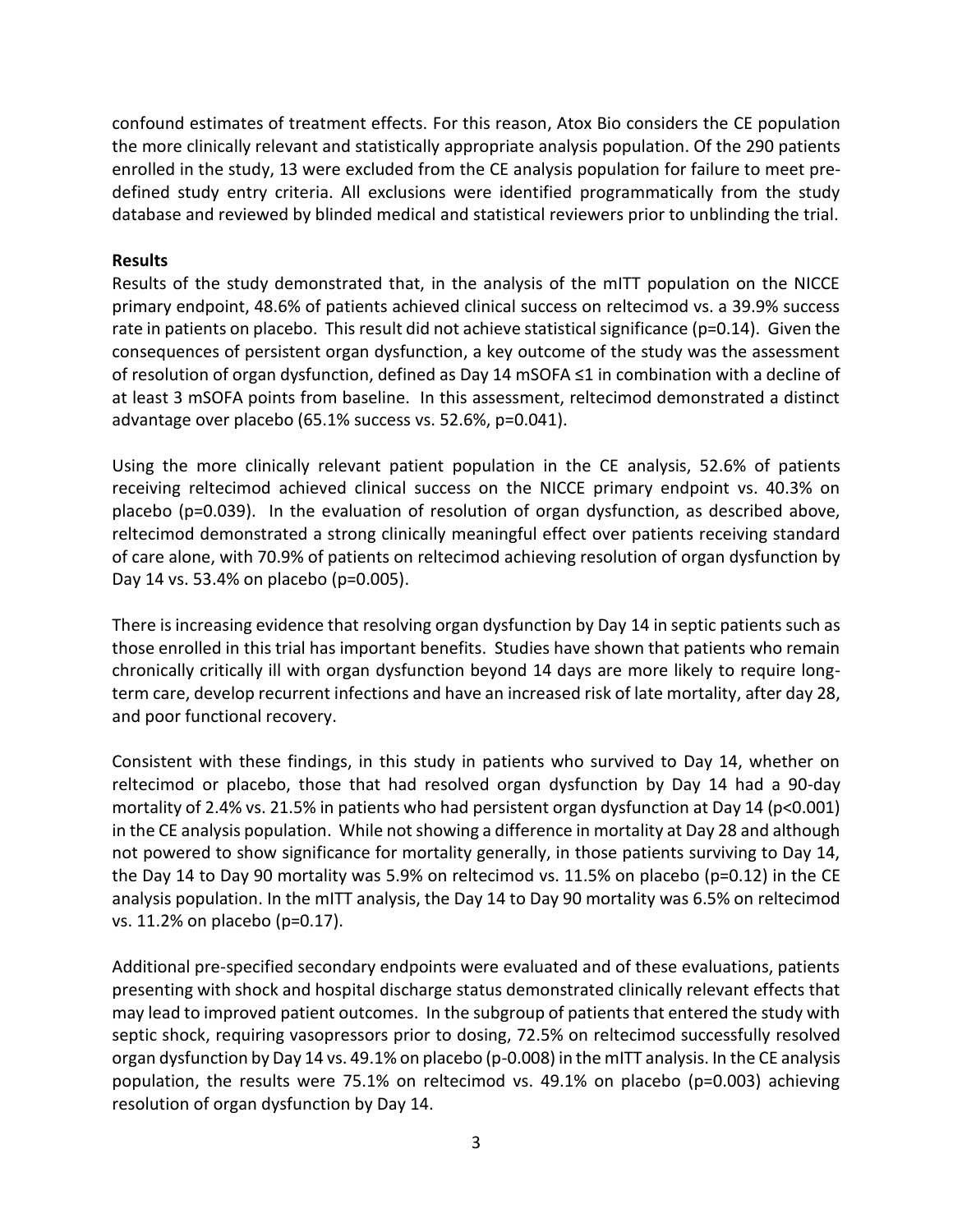confound estimates of treatment effects. For this reason, Atox Bio considers the CE population the more clinically relevant and statistically appropriate analysis population. Of the 290 patients enrolled in the study, 13 were excluded from the CE analysis population for failure to meet pre-defined study entry criteria. All exclusions were identified programmatically from the study database and reviewed by blinded medical and statistical reviewers prior to unblinding the trial.

**Results**

Results of the study demonstrated that, in the analysis of the mITT population on the NICCE primary endpoint, 48.6% of patients achieved clinical success on reltecimod vs. a 39.9% success rate in patients on placebo. This result did not achieve statistical significance (p=0.14). Given the consequences of persistent organ dysfunction, a key outcome of the study was the assessment of resolution of organ dysfunction, defined as Day 14 mSOFA ≤1 in combination with a decline of at least 3 mSOFA points from baseline. In this assessment, reltecimod demonstrated a distinct advantage over placebo (65.1% success vs. 52.6%, p=0.041).

Using the more clinically relevant patient population in the CE analysis, 52.6% of patients receiving reltecimod achieved clinical success on the NICCE primary endpoint vs. 40.3% on placebo (p=0.039). In the evaluation of resolution of organ dysfunction, as described above, reltecimod demonstrated a strong clinically meaningful effect over patients receiving standard of care alone, with 70.9% of patients on reltecimod achieving resolution of organ dysfunction by Day 14 vs. 53.4% on placebo (p=0.005).

There is increasing evidence that resolving organ dysfunction by Day 14 in septic patients such as those enrolled in this trial has important benefits. Studies have shown that patients who remain chronically critically ill with organ dysfunction beyond 14 days are more likely to require long-term care, develop recurrent infections and have an increased risk of late mortality, after day 28, and poor functional recovery.

Consistent with these findings, in this study in patients who survived to Day 14, whether on reltecimod or placebo, those that had resolved organ dysfunction by Day 14 had a 90-day mortality of 2.4% vs. 21.5% in patients who had persistent organ dysfunction at Day 14 (p<0.001) in the CE analysis population. While not showing a difference in mortality at Day 28 and although not powered to show significance for mortality generally, in those patients surviving to Day 14, the Day 14 to Day 90 mortality was 5.9% on reltecimod vs. 11.5% on placebo (p=0.12) in the CE analysis population. In the mITT analysis, the Day 14 to Day 90 mortality was 6.5% on reltecimod vs. 11.2% on placebo (p=0.17).

Additional pre-specified secondary endpoints were evaluated and of these evaluations, patients presenting with shock and hospital discharge status demonstrated clinically relevant effects that may lead to improved patient outcomes. In the subgroup of patients that entered the study with septic shock, requiring vasopressors prior to dosing, 72.5% on reltecimod successfully resolved organ dysfunction by Day 14 vs. 49.1% on placebo (p-0.008) in the mITT analysis. In the CE analysis population, the results were 75.1% on reltecimod vs. 49.1% on placebo (p=0.003) achieving resolution of organ dysfunction by Day 14.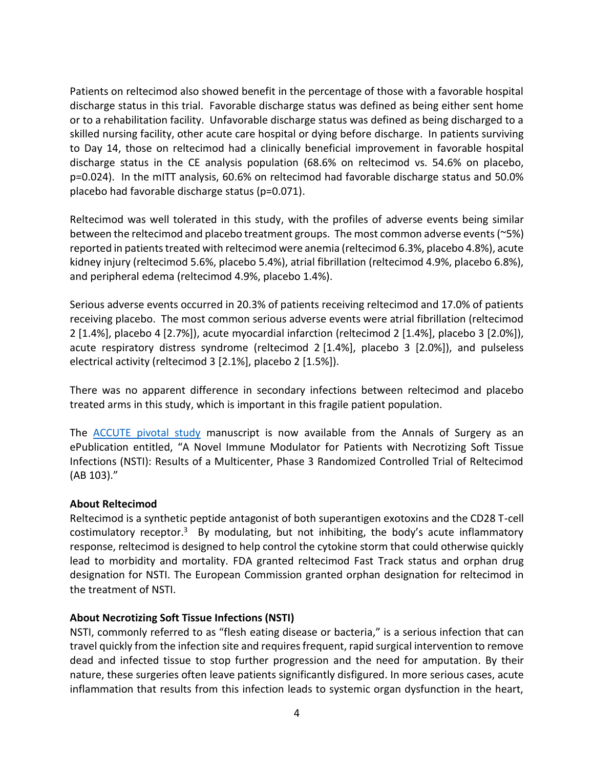Patients on reltecimod also showed benefit in the percentage of those with a favorable hospital discharge status in this trial. Favorable discharge status was defined as being either sent home or to a rehabilitation facility. Unfavorable discharge status was defined as being discharged to a skilled nursing facility, other acute care hospital or dying before discharge. In patients surviving to Day 14, those on reltecimod had a clinically beneficial improvement in favorable hospital discharge status in the CE analysis population (68.6% on reltecimod vs. 54.6% on placebo, p=0.024). In the mITT analysis, 60.6% on reltecimod had favorable discharge status and 50.0% placebo had favorable discharge status (p=0.071).

Reltecimod was well tolerated in this study, with the profiles of adverse events being similar between the reltecimod and placebo treatment groups. The most common adverse events (~5%) reported in patients treated with reltecimod were anemia (reltecimod 6.3%, placebo 4.8%), acute kidney injury (reltecimod 5.6%, placebo 5.4%), atrial fibrillation (reltecimod 4.9%, placebo 6.8%), and peripheral edema (reltecimod 4.9%, placebo 1.4%).

Serious adverse events occurred in 20.3% of patients receiving reltecimod and 17.0% of patients receiving placebo. The most common serious adverse events were atrial fibrillation (reltecimod 2 [1.4%], placebo 4 [2.7%]), acute myocardial infarction (reltecimod 2 [1.4%], placebo 3 [2.0%]), acute respiratory distress syndrome (reltecimod 2 [1.4%], placebo 3 [2.0%]), and pulseless electrical activity (reltecimod 3 [2.1%], placebo 2 [1.5%]).

There was no apparent difference in secondary infections between reltecimod and placebo treated arms in this study, which is important in this fragile patient population.

The ACCUTE pivotal study manuscript is now available from the Annals of Surgery as an ePublication entitled, "A Novel Immune Modulator for Patients with Necrotizing Soft Tissue Infections (NSTI): Results of a Multicenter, Phase 3 Randomized Controlled Trial of Reltecimod (AB 103)."

**About Reltecimod**

Reltecimod is a synthetic peptide antagonist of both superantigen exotoxins and the CD28 T-cell costimulatory receptor.[3] By modulating, but not inhibiting, the body's acute inflammatory response, reltecimod is designed to help control the cytokine storm that could otherwise quickly lead to morbidity and mortality. FDA granted reltecimod Fast Track status and orphan drug designation for NSTI. The European Commission granted orphan designation for reltecimod in the treatment of NSTI.

**About Necrotizing Soft Tissue Infections (NSTI)**

NSTI, commonly referred to as "flesh eating disease or bacteria," is a serious infection that can travel quickly from the infection site and requires frequent, rapid surgical intervention to remove dead and infected tissue to stop further progression and the need for amputation. By their nature, these surgeries often leave patients significantly disfigured. In more serious cases, acute inflammation that results from this infection leads to systemic organ dysfunction in the heart,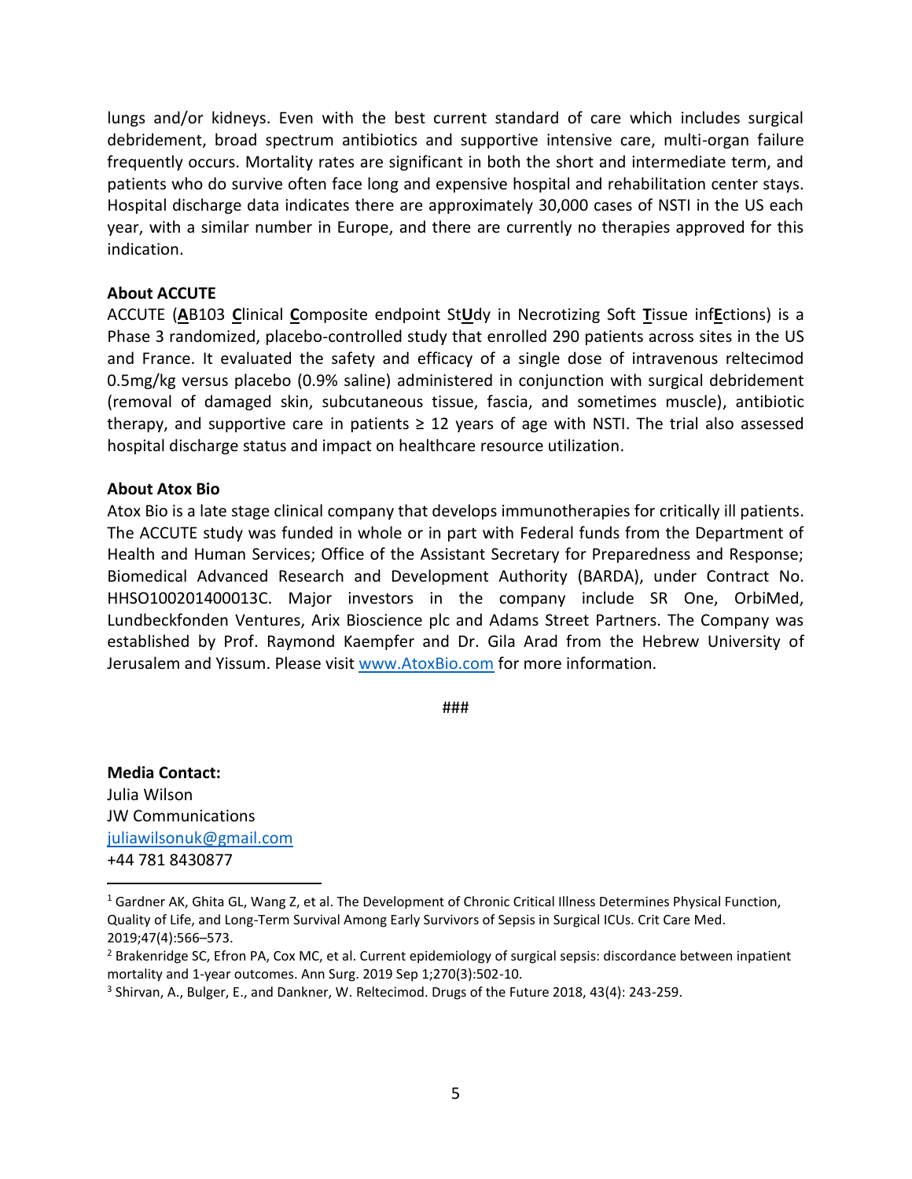lungs and/or kidneys. Even with the best current standard of care which includes surgical debridement, broad spectrum antibiotics and supportive intensive care, multi-organ failure frequently occurs. Mortality rates are significant in both the short and intermediate term, and patients who do survive often face long and expensive hospital and rehabilitation center stays. Hospital discharge data indicates there are approximately 30,000 cases of NSTI in the US each year, with a similar number in Europe, and there are currently no therapies approved for this indication.

**About ACCUTE**

ACCUTE (**A**B103 **C**linical **C**omposite endpoint St**U**dy in Necrotizing Soft **T**issue inf**E**ctions) is a Phase 3 randomized, placebo-controlled study that enrolled 290 patients across sites in the US and France. It evaluated the safety and efficacy of a single dose of intravenous reltecimod 0.5mg/kg versus placebo (0.9% saline) administered in conjunction with surgical debridement (removal of damaged skin, subcutaneous tissue, fascia, and sometimes muscle), antibiotic therapy, and supportive care in patients ≥ 12 years of age with NSTI. The trial also assessed hospital discharge status and impact on healthcare resource utilization.

**About Atox Bio**

Atox Bio is a late stage clinical company that develops immunotherapies for critically ill patients. The ACCUTE study was funded in whole or in part with Federal funds from the Department of Health and Human Services; Office of the Assistant Secretary for Preparedness and Response; Biomedical Advanced Research and Development Authority (BARDA), under Contract No. HHSO100201400013C. Major investors in the company include SR One, OrbiMed, Lundbeckfonden Ventures, Arix Bioscience plc and Adams Street Partners. The Company was established by Prof. Raymond Kaempfer and Dr. Gila Arad from the Hebrew University of Jerusalem and Yissum. Please visit www.AtoxBio.com for more information.

###

**Media Contact:**
Julia Wilson
JW Communications
juliawilsonuk@gmail.com
+44 781 8430877

---

[1] Gardner AK, Ghita GL, Wang Z, et al. The Development of Chronic Critical Illness Determines Physical Function, Quality of Life, and Long-Term Survival Among Early Survivors of Sepsis in Surgical ICUs. Crit Care Med. 2019;47(4):566–573.

[2] Brakenridge SC, Efron PA, Cox MC, et al. Current epidemiology of surgical sepsis: discordance between inpatient mortality and 1-year outcomes. Ann Surg. 2019 Sep 1;270(3):502-10.

[3] Shirvan, A., Bulger, E., and Dankner, W. Reltecimod. Drugs of the Future 2018, 43(4): 243-259.